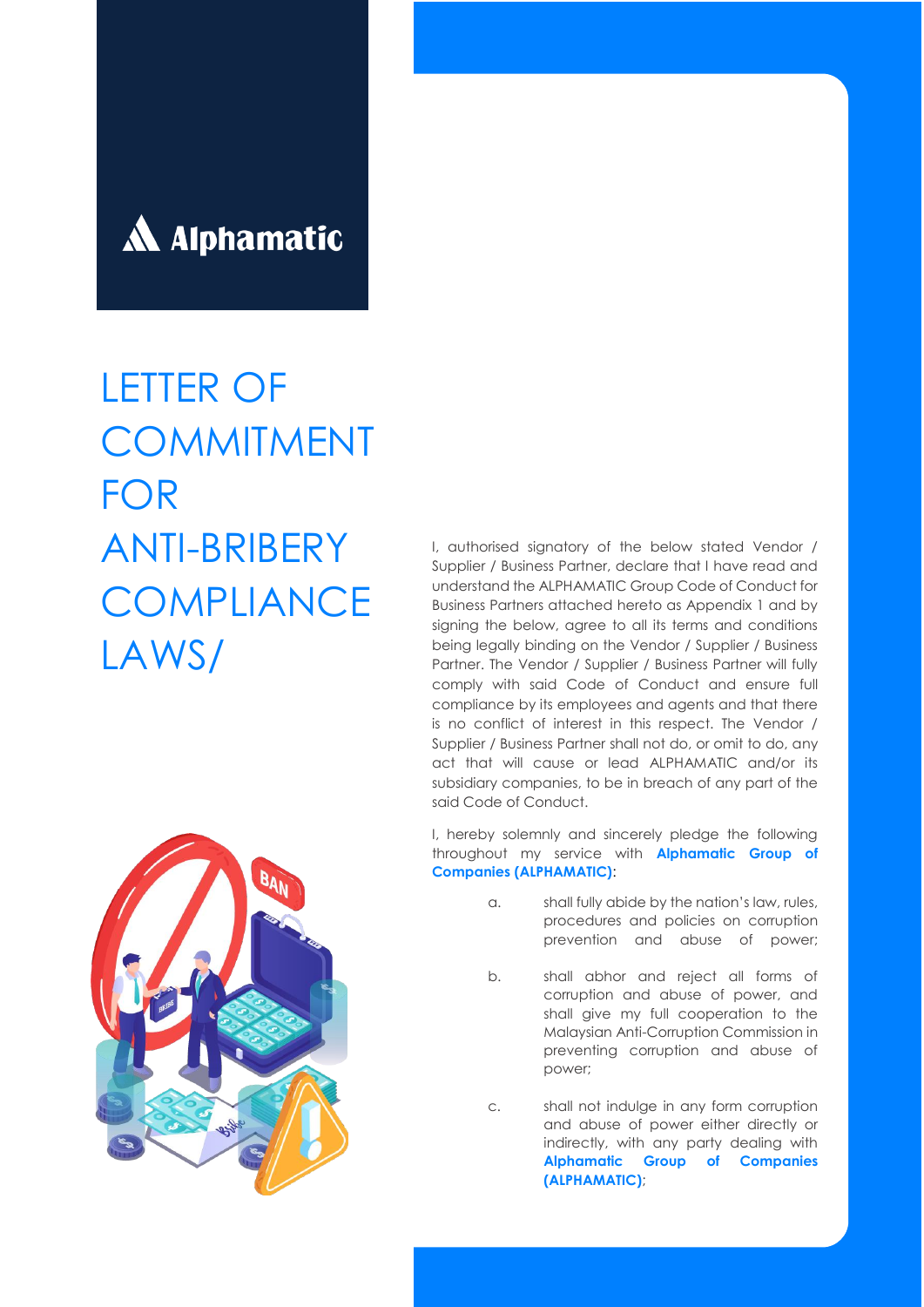Alphamatic

# LETTER OF COMMITMENT FOR ANTI-BRIBERY COMPLIANCE LAWS/

I, authorised signatory of the below stated Vendor / Supplier / Business Partner, declare that I have read and understand the ALPHAMATIC Group Code of Conduct for Business Partners attached hereto as Appendix 1 and by signing the below, agree to all its terms and conditions being legally binding on the Vendor / Supplier / Business Partner. The Vendor / Supplier / Business Partner will fully comply with said Code of Conduct and ensure full compliance by its employees and agents and that there is no conflict of interest in this respect. The Vendor / Supplier / Business Partner shall not do, or omit to do, any act that will cause or lead ALPHAMATIC and/or its subsidiary companies, to be in breach of any part of the said Code of Conduct.

I, hereby solemnly and sincerely pledge the following throughout my service with **Alphamatic Group of Companies (ALPHAMATIC)**:

a. shall fully abide by the nation's law, rules, procedures and policies on corruption prevention and abuse of power;

b. shall abhor and reject all forms of corruption and abuse of power, and shall give my full cooperation to the Malaysian Anti-Corruption Commission in preventing corruption and abuse of power;

c. shall not indulge in any form corruption and abuse of power either directly or indirectly, with any party dealing with **Alphamatic Group of Companies (ALPHAMATIC)**;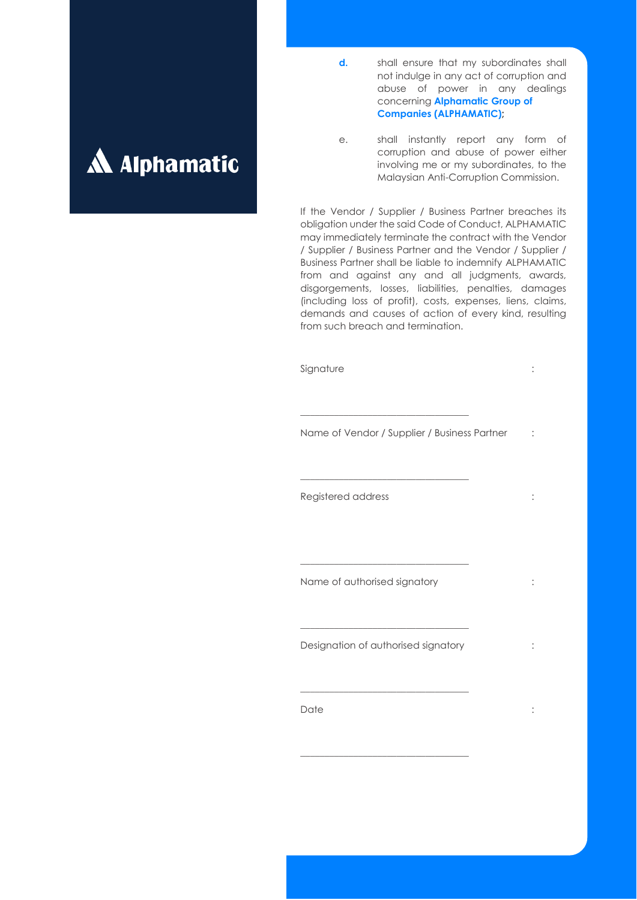Alphamatic

d. shall ensure that my subordinates shall not indulge in any act of corruption and abuse of power in any dealings concerning **Alphamatic Group of Companies (ALPHAMATIC);**

e. shall instantly report any form of corruption and abuse of power either involving me or my subordinates, to the Malaysian Anti-Corruption Commission.

If the Vendor / Supplier / Business Partner breaches its obligation under the said Code of Conduct, ALPHAMATIC may immediately terminate the contract with the Vendor / Supplier / Business Partner and the Vendor / Supplier / Business Partner shall be liable to indemnify ALPHAMATIC from and against any and all judgments, awards, disgorgements, losses, liabilities, penalties, damages (including loss of profit), costs, expenses, liens, claims, demands and causes of action of every kind, resulting from such breach and termination.

Signature :

\_\_\_\_\_\_\_\_\_\_\_\_\_\_\_\_\_\_\_\_\_\_\_\_\_\_\_\_\_\_\_\_

Name of Vendor / Supplier / Business Partner :

\_\_\_\_\_\_\_\_\_\_\_\_\_\_\_\_\_\_\_\_\_\_\_\_\_\_\_\_\_\_\_\_

Registered address :

\_\_\_\_\_\_\_\_\_\_\_\_\_\_\_\_\_\_\_\_\_\_\_\_\_\_\_\_\_\_\_\_

Name of authorised signatory :

\_\_\_\_\_\_\_\_\_\_\_\_\_\_\_\_\_\_\_\_\_\_\_\_\_\_\_\_\_\_\_\_

Designation of authorised signatory :

\_\_\_\_\_\_\_\_\_\_\_\_\_\_\_\_\_\_\_\_\_\_\_\_\_\_\_\_\_\_\_\_

Date :

\_\_\_\_\_\_\_\_\_\_\_\_\_\_\_\_\_\_\_\_\_\_\_\_\_\_\_\_\_\_\_\_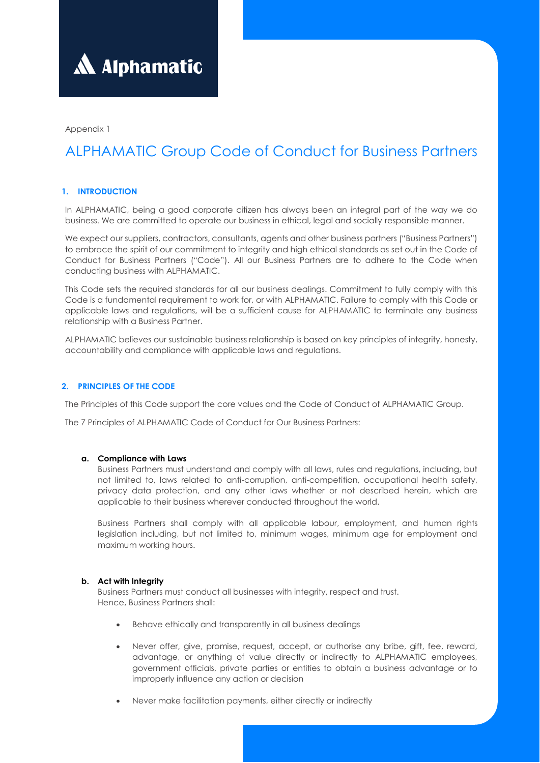Appendix 1

# ALPHAMATIC Group Code of Conduct for Business Partners

## 1. INTRODUCTION

In ALPHAMATIC, being a good corporate citizen has always been an integral part of the way we do business. We are committed to operate our business in ethical, legal and socially responsible manner.

We expect our suppliers, contractors, consultants, agents and other business partners ("Business Partners") to embrace the spirit of our commitment to integrity and high ethical standards as set out in the Code of Conduct for Business Partners ("Code"). All our Business Partners are to adhere to the Code when conducting business with ALPHAMATIC.

This Code sets the required standards for all our business dealings. Commitment to fully comply with this Code is a fundamental requirement to work for, or with ALPHAMATIC. Failure to comply with this Code or applicable laws and regulations, will be a sufficient cause for ALPHAMATIC to terminate any business relationship with a Business Partner.

ALPHAMATIC believes our sustainable business relationship is based on key principles of integrity, honesty, accountability and compliance with applicable laws and regulations.

## 2. PRINCIPLES OF THE CODE

The Principles of this Code support the core values and the Code of Conduct of ALPHAMATIC Group.

The 7 Principles of ALPHAMATIC Code of Conduct for Our Business Partners:

### a. Compliance with Laws

Business Partners must understand and comply with all laws, rules and regulations, including, but not limited to, laws related to anti-corruption, anti-competition, occupational health safety, privacy data protection, and any other laws whether or not described herein, which are applicable to their business wherever conducted throughout the world.

Business Partners shall comply with all applicable labour, employment, and human rights legislation including, but not limited to, minimum wages, minimum age for employment and maximum working hours.

### b. Act with Integrity

Business Partners must conduct all businesses with integrity, respect and trust.
Hence, Business Partners shall:

- Behave ethically and transparently in all business dealings
- Never offer, give, promise, request, accept, or authorise any bribe, gift, fee, reward, advantage, or anything of value directly or indirectly to ALPHAMATIC employees, government officials, private parties or entities to obtain a business advantage or to improperly influence any action or decision
- Never make facilitation payments, either directly or indirectly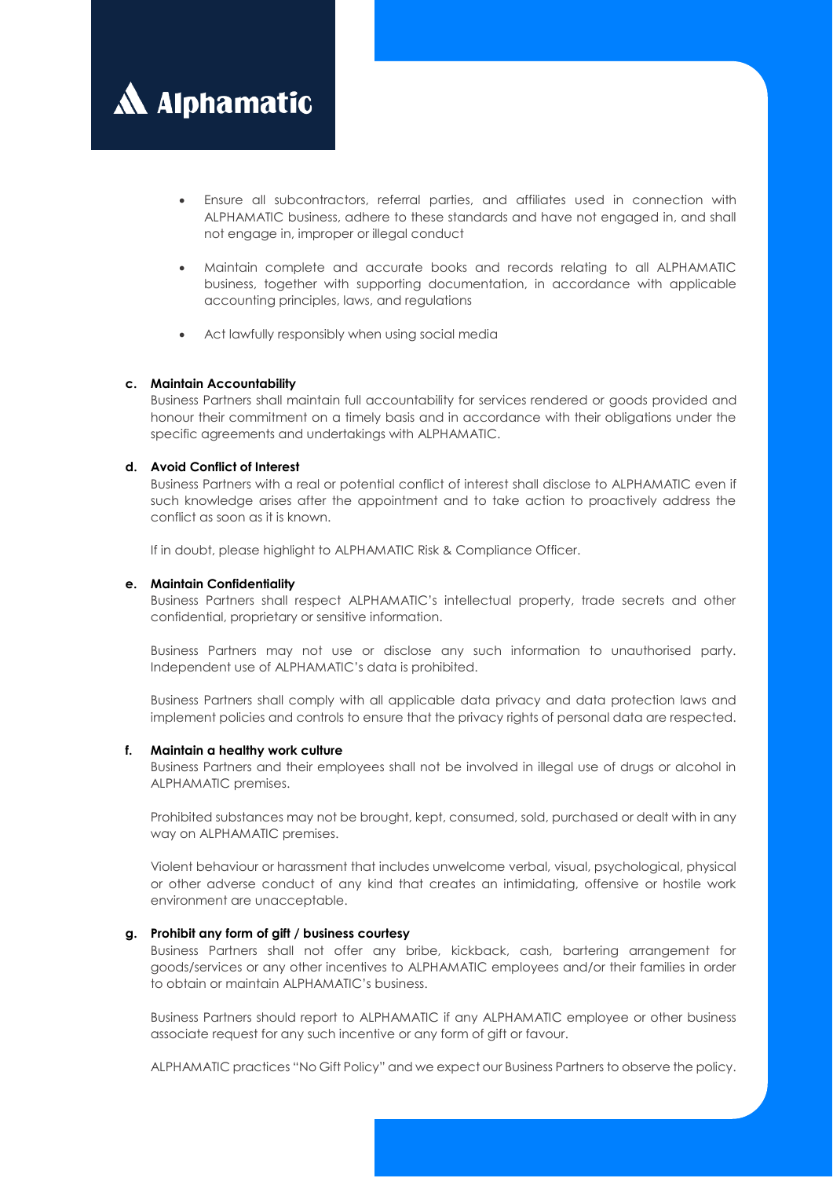- Ensure all subcontractors, referral parties, and affiliates used in connection with ALPHAMATIC business, adhere to these standards and have not engaged in, and shall not engage in, improper or illegal conduct

- Maintain complete and accurate books and records relating to all ALPHAMATIC business, together with supporting documentation, in accordance with applicable accounting principles, laws, and regulations

- Act lawfully responsibly when using social media

**c. Maintain Accountability**

Business Partners shall maintain full accountability for services rendered or goods provided and honour their commitment on a timely basis and in accordance with their obligations under the specific agreements and undertakings with ALPHAMATIC.

**d. Avoid Conflict of Interest**

Business Partners with a real or potential conflict of interest shall disclose to ALPHAMATIC even if such knowledge arises after the appointment and to take action to proactively address the conflict as soon as it is known.

If in doubt, please highlight to ALPHAMATIC Risk & Compliance Officer.

**e. Maintain Confidentiality**

Business Partners shall respect ALPHAMATIC's intellectual property, trade secrets and other confidential, proprietary or sensitive information.

Business Partners may not use or disclose any such information to unauthorised party. Independent use of ALPHAMATIC's data is prohibited.

Business Partners shall comply with all applicable data privacy and data protection laws and implement policies and controls to ensure that the privacy rights of personal data are respected.

**f. Maintain a healthy work culture**

Business Partners and their employees shall not be involved in illegal use of drugs or alcohol in ALPHAMATIC premises.

Prohibited substances may not be brought, kept, consumed, sold, purchased or dealt with in any way on ALPHAMATIC premises.

Violent behaviour or harassment that includes unwelcome verbal, visual, psychological, physical or other adverse conduct of any kind that creates an intimidating, offensive or hostile work environment are unacceptable.

**g. Prohibit any form of gift / business courtesy**

Business Partners shall not offer any bribe, kickback, cash, bartering arrangement for goods/services or any other incentives to ALPHAMATIC employees and/or their families in order to obtain or maintain ALPHAMATIC's business.

Business Partners should report to ALPHAMATIC if any ALPHAMATIC employee or other business associate request for any such incentive or any form of gift or favour.

ALPHAMATIC practices "No Gift Policy" and we expect our Business Partners to observe the policy.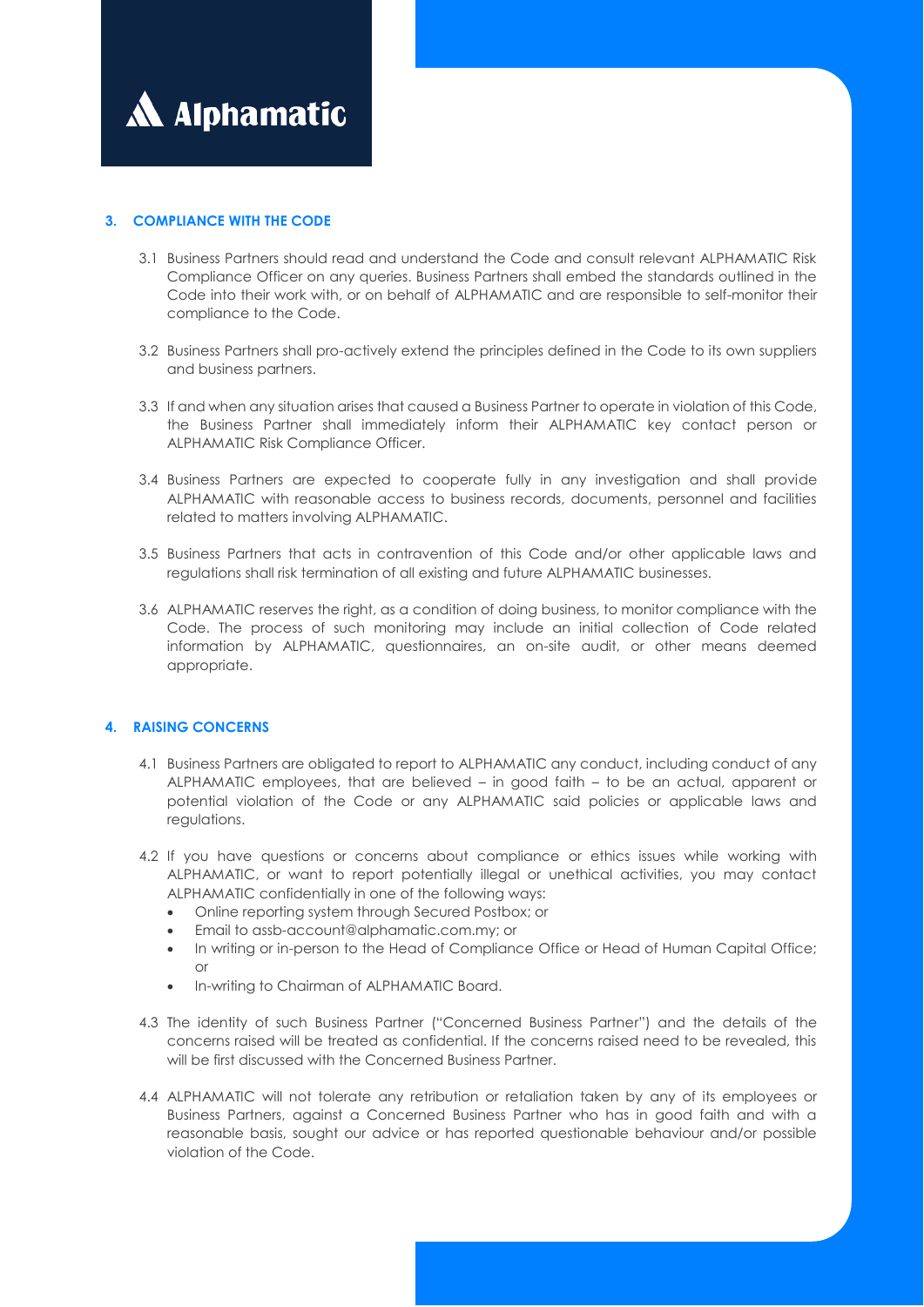## 3. COMPLIANCE WITH THE CODE

3.1 Business Partners should read and understand the Code and consult relevant ALPHAMATIC Risk Compliance Officer on any queries. Business Partners shall embed the standards outlined in the Code into their work with, or on behalf of ALPHAMATIC and are responsible to self-monitor their compliance to the Code.

3.2 Business Partners shall pro-actively extend the principles defined in the Code to its own suppliers and business partners.

3.3 If and when any situation arises that caused a Business Partner to operate in violation of this Code, the Business Partner shall immediately inform their ALPHAMATIC key contact person or ALPHAMATIC Risk Compliance Officer.

3.4 Business Partners are expected to cooperate fully in any investigation and shall provide ALPHAMATIC with reasonable access to business records, documents, personnel and facilities related to matters involving ALPHAMATIC.

3.5 Business Partners that acts in contravention of this Code and/or other applicable laws and regulations shall risk termination of all existing and future ALPHAMATIC businesses.

3.6 ALPHAMATIC reserves the right, as a condition of doing business, to monitor compliance with the Code. The process of such monitoring may include an initial collection of Code related information by ALPHAMATIC, questionnaires, an on-site audit, or other means deemed appropriate.

## 4. RAISING CONCERNS

4.1 Business Partners are obligated to report to ALPHAMATIC any conduct, including conduct of any ALPHAMATIC employees, that are believed – in good faith – to be an actual, apparent or potential violation of the Code or any ALPHAMATIC said policies or applicable laws and regulations.

4.2 If you have questions or concerns about compliance or ethics issues while working with ALPHAMATIC, or want to report potentially illegal or unethical activities, you may contact ALPHAMATIC confidentially in one of the following ways:

- Online reporting system through Secured Postbox; or
- Email to assb-account@alphamatic.com.my; or
- In writing or in-person to the Head of Compliance Office or Head of Human Capital Office; or
- In-writing to Chairman of ALPHAMATIC Board.

4.3 The identity of such Business Partner ("Concerned Business Partner") and the details of the concerns raised will be treated as confidential. If the concerns raised need to be revealed, this will be first discussed with the Concerned Business Partner.

4.4 ALPHAMATIC will not tolerate any retribution or retaliation taken by any of its employees or Business Partners, against a Concerned Business Partner who has in good faith and with a reasonable basis, sought our advice or has reported questionable behaviour and/or possible violation of the Code.